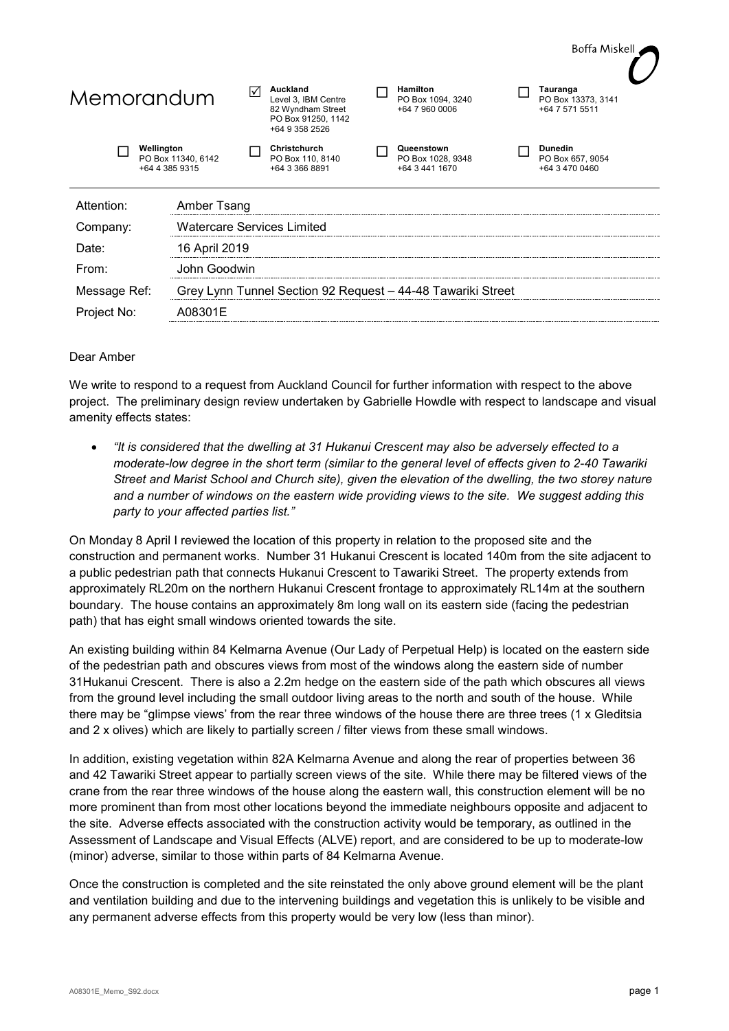Boffa Miskell

# Memorandum

| | | | |
|---|---|---|---|
| ☑ **Auckland** Level 3, IBM Centre 82 Wyndham Street PO Box 91250, 1142 +64 9 358 2526 | ☐ **Hamilton** PO Box 1094, 3240 +64 7 960 0006 | ☐ **Tauranga** PO Box 13373, 3141 +64 7 571 5511 | |
| ☐ **Wellington** PO Box 11340, 6142 +64 4 385 9315 | ☐ **Christchurch** PO Box 110, 8140 +64 3 366 8891 | ☐ **Queenstown** PO Box 1028, 9348 +64 3 441 1670 | ☐ **Dunedin** PO Box 657, 9054 +64 3 470 0460 |

| | |
|---|---|
| Attention: | Amber Tsang |
| Company: | Watercare Services Limited |
| Date: | 16 April 2019 |
| From: | John Goodwin |
| Message Ref: | Grey Lynn Tunnel Section 92 Request – 44-48 Tawariki Street |
| Project No: | A08301E |

Dear Amber

We write to respond to a request from Auckland Council for further information with respect to the above project. The preliminary design review undertaken by Gabrielle Howdle with respect to landscape and visual amenity effects states:

- *"It is considered that the dwelling at 31 Hukanui Crescent may also be adversely effected to a moderate-low degree in the short term (similar to the general level of effects given to 2-40 Tawariki Street and Marist School and Church site), given the elevation of the dwelling, the two storey nature and a number of windows on the eastern wide providing views to the site. We suggest adding this party to your affected parties list."*

On Monday 8 April I reviewed the location of this property in relation to the proposed site and the construction and permanent works. Number 31 Hukanui Crescent is located 140m from the site adjacent to a public pedestrian path that connects Hukanui Crescent to Tawariki Street. The property extends from approximately RL20m on the northern Hukanui Crescent frontage to approximately RL14m at the southern boundary. The house contains an approximately 8m long wall on its eastern side (facing the pedestrian path) that has eight small windows oriented towards the site.

An existing building within 84 Kelmarna Avenue (Our Lady of Perpetual Help) is located on the eastern side of the pedestrian path and obscures views from most of the windows along the eastern side of number 31Hukanui Crescent. There is also a 2.2m hedge on the eastern side of the path which obscures all views from the ground level including the small outdoor living areas to the north and south of the house. While there may be "glimpse views' from the rear three windows of the house there are three trees (1 x Gleditsia and 2 x olives) which are likely to partially screen / filter views from these small windows.

In addition, existing vegetation within 82A Kelmarna Avenue and along the rear of properties between 36 and 42 Tawariki Street appear to partially screen views of the site. While there may be filtered views of the crane from the rear three windows of the house along the eastern wall, this construction element will be no more prominent than from most other locations beyond the immediate neighbours opposite and adjacent to the site. Adverse effects associated with the construction activity would be temporary, as outlined in the Assessment of Landscape and Visual Effects (ALVE) report, and are considered to be up to moderate-low (minor) adverse, similar to those within parts of 84 Kelmarna Avenue.

Once the construction is completed and the site reinstated the only above ground element will be the plant and ventilation building and due to the intervening buildings and vegetation this is unlikely to be visible and any permanent adverse effects from this property would be very low (less than minor).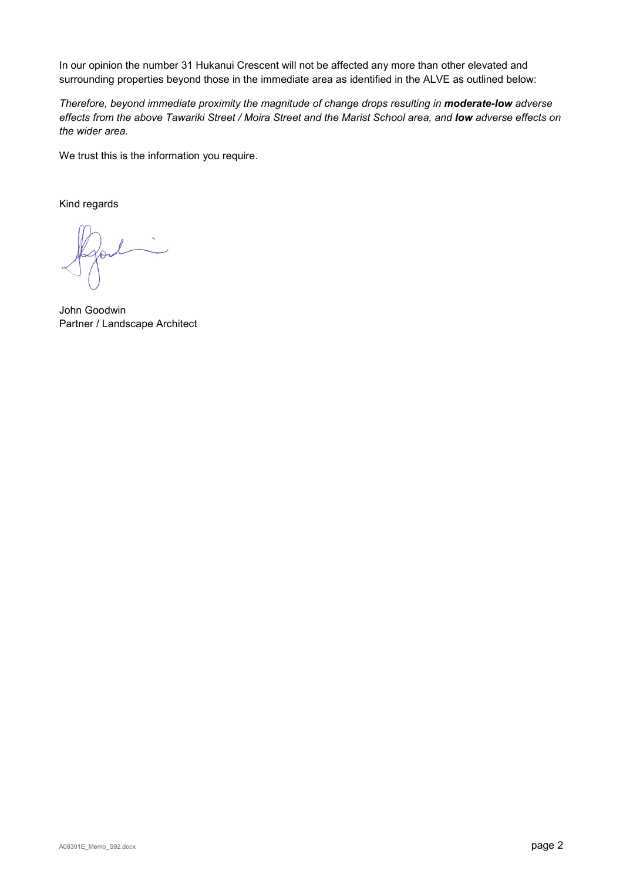In our opinion the number 31 Hukanui Crescent will not be affected any more than other elevated and surrounding properties beyond those in the immediate area as identified in the ALVE as outlined below:

*Therefore, beyond immediate proximity the magnitude of change drops resulting in **moderate-low** adverse effects from the above Tawariki Street / Moira Street and the Marist School area, and **low** adverse effects on the wider area.*

We trust this is the information you require.

Kind regards

John Goodwin
Partner / Landscape Architect